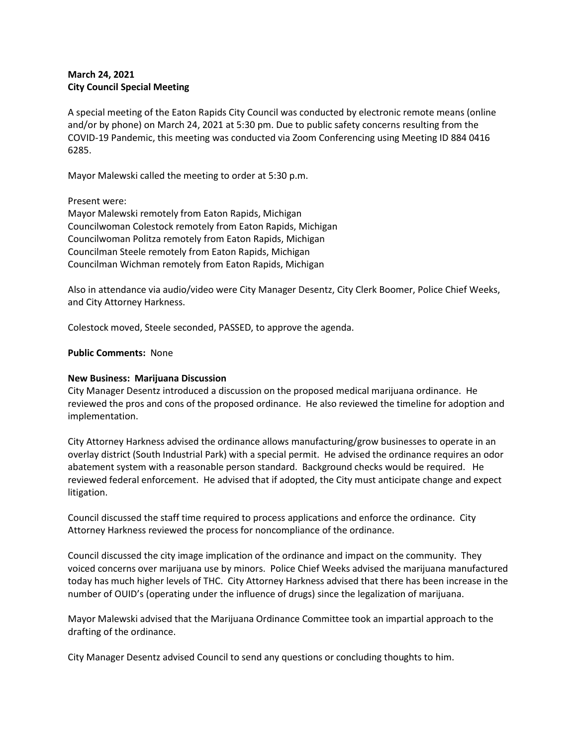**March 24, 2021**
**City Council Special Meeting**

A special meeting of the Eaton Rapids City Council was conducted by electronic remote means (online and/or by phone) on March 24, 2021 at 5:30 pm. Due to public safety concerns resulting from the COVID-19 Pandemic, this meeting was conducted via Zoom Conferencing using Meeting ID 884 0416 6285.

Mayor Malewski called the meeting to order at 5:30 p.m.

Present were:
Mayor Malewski remotely from Eaton Rapids, Michigan
Councilwoman Colestock remotely from Eaton Rapids, Michigan
Councilwoman Politza remotely from Eaton Rapids, Michigan
Councilman Steele remotely from Eaton Rapids, Michigan
Councilman Wichman remotely from Eaton Rapids, Michigan

Also in attendance via audio/video were City Manager Desentz, City Clerk Boomer, Police Chief Weeks, and City Attorney Harkness.

Colestock moved, Steele seconded, PASSED, to approve the agenda.

**Public Comments:** None

**New Business: Marijuana Discussion**
City Manager Desentz introduced a discussion on the proposed medical marijuana ordinance. He reviewed the pros and cons of the proposed ordinance. He also reviewed the timeline for adoption and implementation.

City Attorney Harkness advised the ordinance allows manufacturing/grow businesses to operate in an overlay district (South Industrial Park) with a special permit. He advised the ordinance requires an odor abatement system with a reasonable person standard. Background checks would be required. He reviewed federal enforcement. He advised that if adopted, the City must anticipate change and expect litigation.

Council discussed the staff time required to process applications and enforce the ordinance. City Attorney Harkness reviewed the process for noncompliance of the ordinance.

Council discussed the city image implication of the ordinance and impact on the community. They voiced concerns over marijuana use by minors. Police Chief Weeks advised the marijuana manufactured today has much higher levels of THC. City Attorney Harkness advised that there has been increase in the number of OUID's (operating under the influence of drugs) since the legalization of marijuana.

Mayor Malewski advised that the Marijuana Ordinance Committee took an impartial approach to the drafting of the ordinance.

City Manager Desentz advised Council to send any questions or concluding thoughts to him.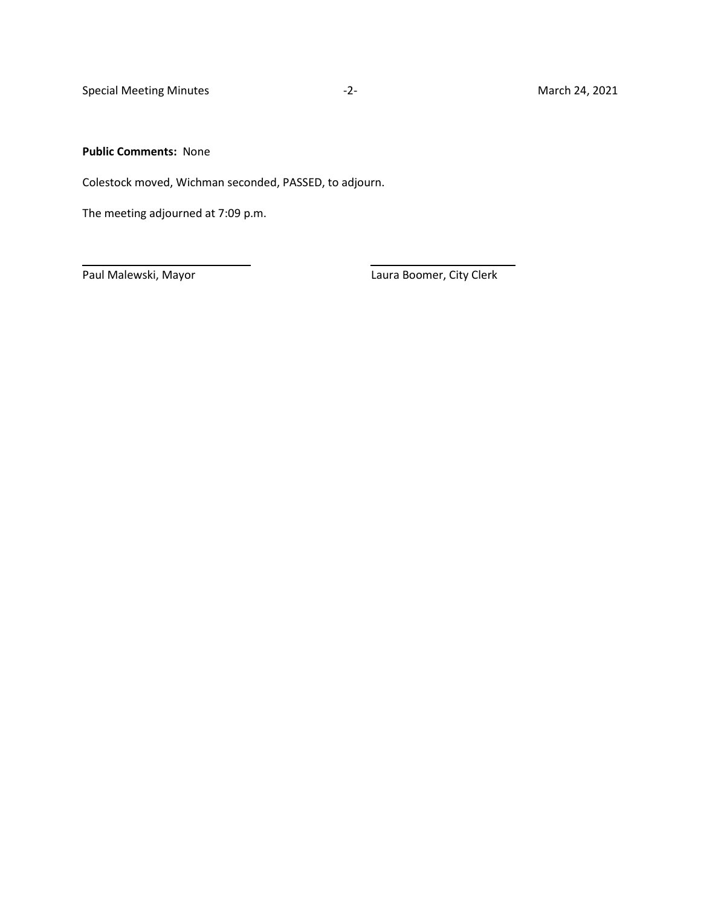**Public Comments:** None

Colestock moved, Wichman seconded, PASSED, to adjourn.

The meeting adjourned at 7:09 p.m.

| | |
|---|---|
| Paul Malewski, Mayor | Laura Boomer, City Clerk |